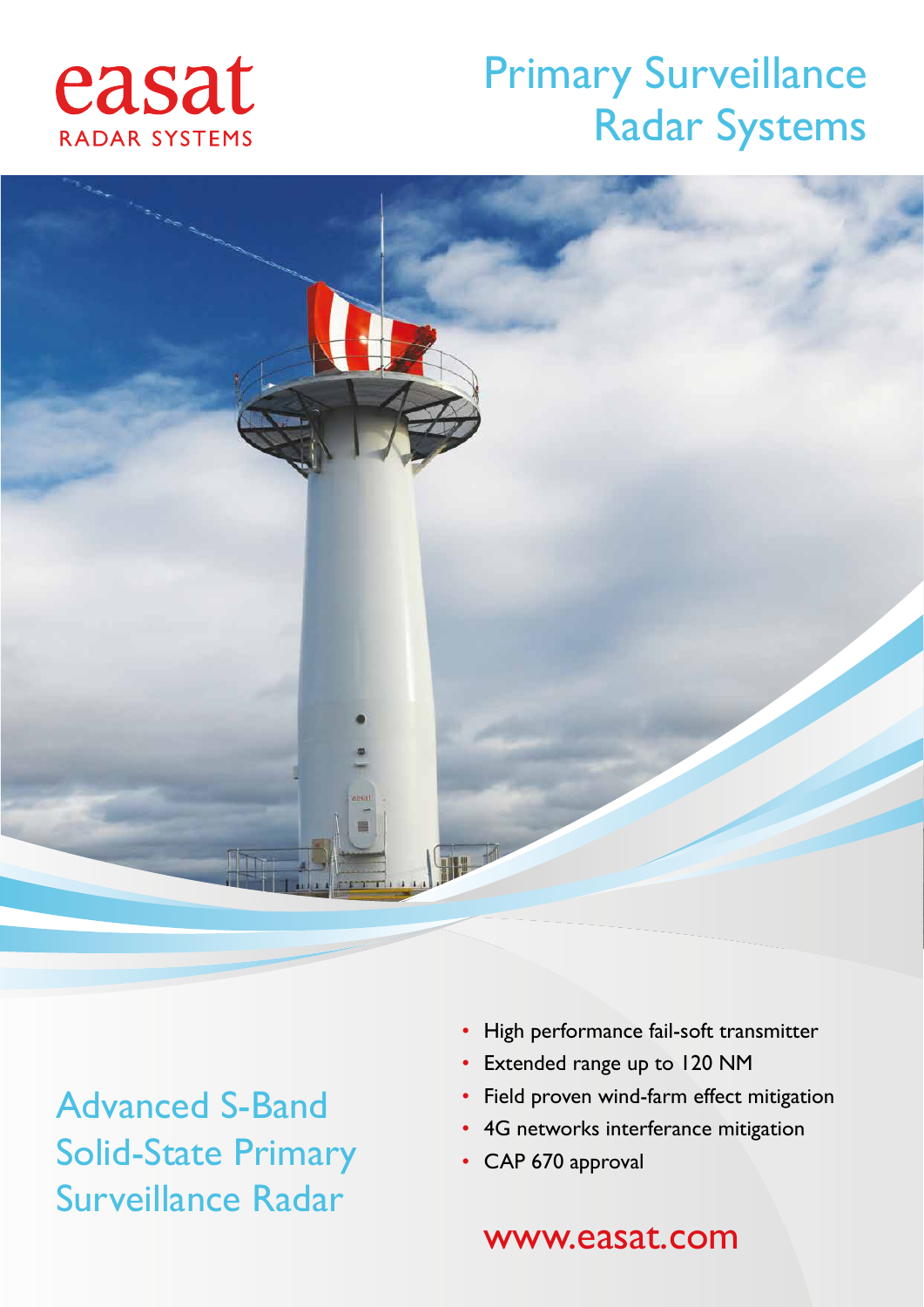easat

RADAR SYSTEMS

# Primary Surveillance Radar Systems

## Advanced S-Band Solid-State Primary Surveillance Radar

- High performance fail-soft transmitter
- Extended range up to 120 NM
- Field proven wind-farm effect mitigation
- 4G networks interferance mitigation
- CAP 670 approval

www.easat.com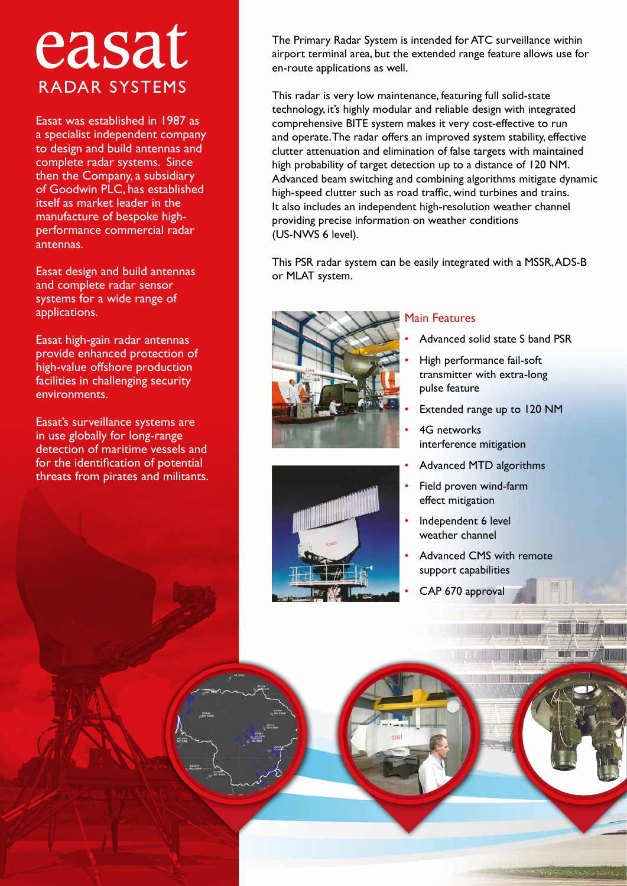# easat

## RADAR SYSTEMS

Easat was established in 1987 as a specialist independent company to design and build antennas and complete radar systems. Since then the Company, a subsidiary of Goodwin PLC, has established itself as market leader in the manufacture of bespoke high-performance commercial radar antennas.

Easat design and build antennas and complete radar sensor systems for a wide range of applications.

Easat high-gain radar antennas provide enhanced protection of high-value offshore production facilities in challenging security environments.

Easat's surveillance systems are in use globally for long-range detection of maritime vessels and for the identification of potential threats from pirates and militants.

The Primary Radar System is intended for ATC surveillance within airport terminal area, but the extended range feature allows use for en-route applications as well.

This radar is very low maintenance, featuring full solid-state technology, it's highly modular and reliable design with integrated comprehensive BITE system makes it very cost-effective to run and operate. The radar offers an improved system stability, effective clutter attenuation and elimination of false targets with maintained high probability of target detection up to a distance of 120 NM. Advanced beam switching and combining algorithms mitigate dynamic high-speed clutter such as road traffic, wind turbines and trains. It also includes an independent high-resolution weather channel providing precise information on weather conditions (US-NWS 6 level).

This PSR radar system can be easily integrated with a MSSR, ADS-B or MLAT system.

### Main Features

- Advanced solid state S band PSR
- High performance fail-soft transmitter with extra-long pulse feature
- Extended range up to 120 NM
- 4G networks interference mitigation
- Advanced MTD algorithms
- Field proven wind-farm effect mitigation
- Independent 6 level weather channel
- Advanced CMS with remote support capabilities
- CAP 670 approval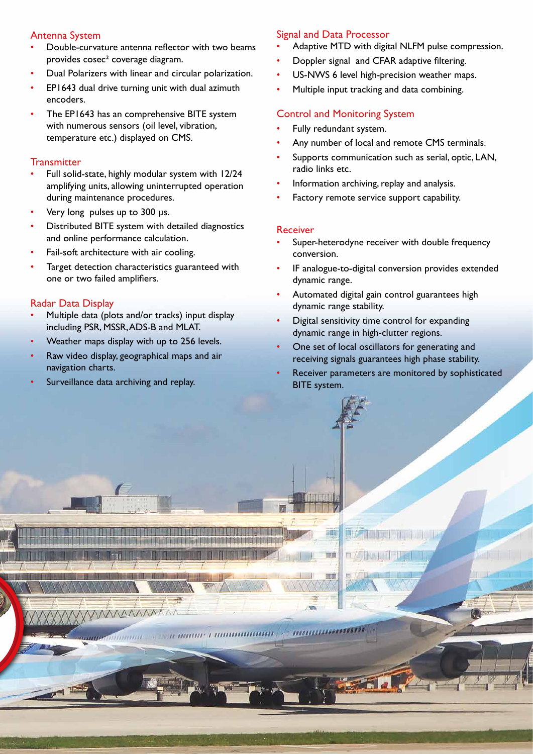## Antenna System

- Double-curvature antenna reflector with two beams provides cosec² coverage diagram.
- Dual Polarizers with linear and circular polarization.
- EP1643 dual drive turning unit with dual azimuth encoders.
- The EP1643 has an comprehensive BITE system with numerous sensors (oil level, vibration, temperature etc.) displayed on CMS.

## Transmitter

- Full solid-state, highly modular system with 12/24 amplifying units, allowing uninterrupted operation during maintenance procedures.
- Very long pulses up to 300 µs.
- Distributed BITE system with detailed diagnostics and online performance calculation.
- Fail-soft architecture with air cooling.
- Target detection characteristics guaranteed with one or two failed amplifiers.

## Radar Data Display

- Multiple data (plots and/or tracks) input display including PSR, MSSR, ADS-B and MLAT.
- Weather maps display with up to 256 levels.
- Raw video display, geographical maps and air navigation charts.
- Surveillance data archiving and replay.

## Signal and Data Processor

- Adaptive MTD with digital NLFM pulse compression.
- Doppler signal and CFAR adaptive filtering.
- US-NWS 6 level high-precision weather maps.
- Multiple input tracking and data combining.

## Control and Monitoring System

- Fully redundant system.
- Any number of local and remote CMS terminals.
- Supports communication such as serial, optic, LAN, radio links etc.
- Information archiving, replay and analysis.
- Factory remote service support capability.

## Receiver

- Super-heterodyne receiver with double frequency conversion.
- IF analogue-to-digital conversion provides extended dynamic range.
- Automated digital gain control guarantees high dynamic range stability.
- Digital sensitivity time control for expanding dynamic range in high-clutter regions.
- One set of local oscillators for generating and receiving signals guarantees high phase stability.
- Receiver parameters are monitored by sophisticated BITE system.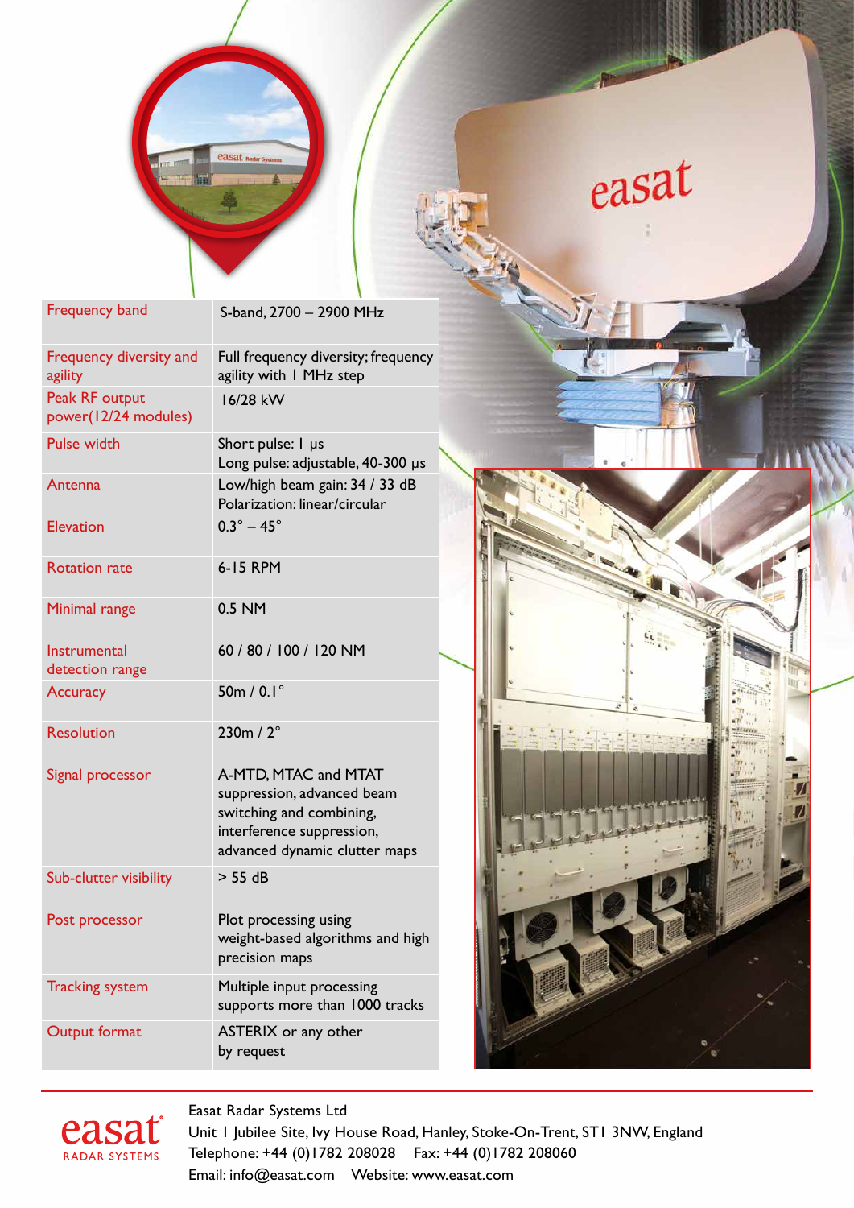| | |
|---|---|
| Frequency band | S-band, 2700 – 2900 MHz |
| Frequency diversity and agility | Full frequency diversity; frequency agility with 1 MHz step |
| Peak RF output power(12/24 modules) | 16/28 kW |
| Pulse width | Short pulse: 1 µs<br>Long pulse: adjustable, 40-300 µs |
| Antenna | Low/high beam gain: 34 / 33 dB<br>Polarization: linear/circular |
| Elevation | 0.3° – 45° |
| Rotation rate | 6-15 RPM |
| Minimal range | 0.5 NM |
| Instrumental detection range | 60 / 80 / 100 / 120 NM |
| Accuracy | 50m / 0.1° |
| Resolution | 230m / 2° |
| Signal processor | A-MTD, MTAC and MTAT suppression, advanced beam switching and combining, interference suppression, advanced dynamic clutter maps |
| Sub-clutter visibility | > 55 dB |
| Post processor | Plot processing using weight-based algorithms and high precision maps |
| Tracking system | Multiple input processing supports more than 1000 tracks |
| Output format | ASTERIX or any other by request |

easat RADAR SYSTEMS

Easat Radar Systems Ltd
Unit 1 Jubilee Site, Ivy House Road, Hanley, Stoke-On-Trent, ST1 3NW, England
Telephone: +44 (0)1782 208028  Fax: +44 (0)1782 208060
Email: info@easat.com  Website: www.easat.com